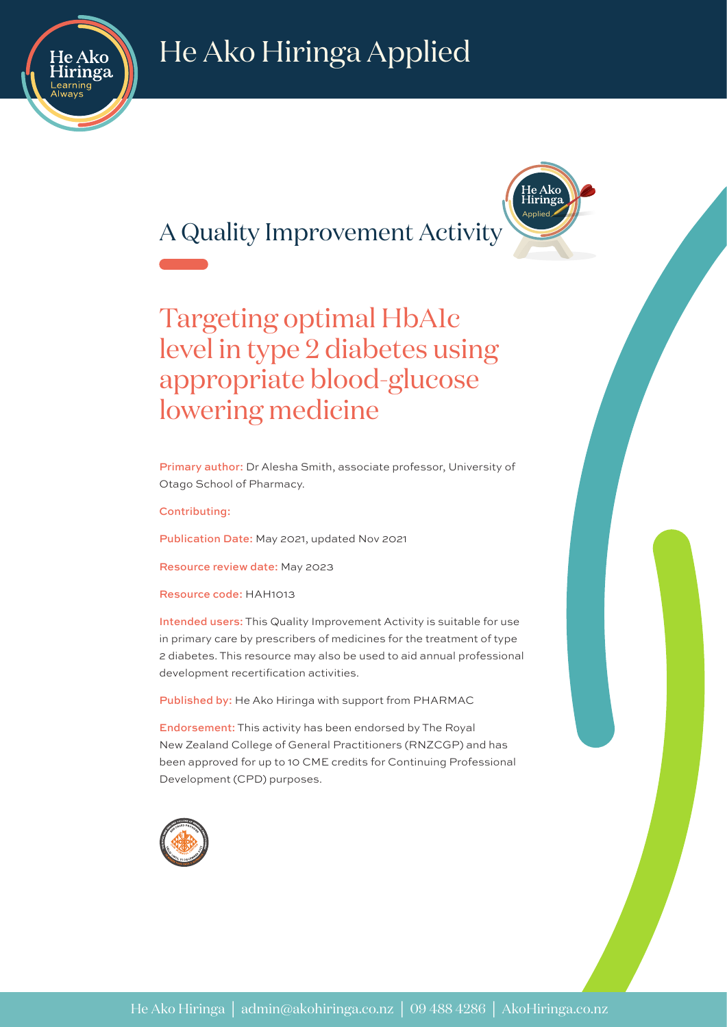# He Ako Hiringa Applied

## A Quality Improvement Activity

# Targeting optimal HbA1c level in type 2 diabetes using appropriate blood-glucose lowering medicine

**Primary author:** Dr Alesha Smith, associate professor, University of Otago School of Pharmacy.

**Contributing:**

**Publication Date:** May 2021, updated Nov 2021

**Resource review date:** May 2023

**Resource code:** HAH1013

**Intended users:** This Quality Improvement Activity is suitable for use in primary care by prescribers of medicines for the treatment of type 2 diabetes. This resource may also be used to aid annual professional development recertification activities.

**Published by:** He Ako Hiringa with support from PHARMAC

**Endorsement:** This activity has been endorsed by The Royal New Zealand College of General Practitioners (RNZCGP) and has been approved for up to 10 CME credits for Continuing Professional Development (CPD) purposes.

He Ako Hiringa | admin@akohiringa.co.nz | 09 488 4286 | AkoHiringa.co.nz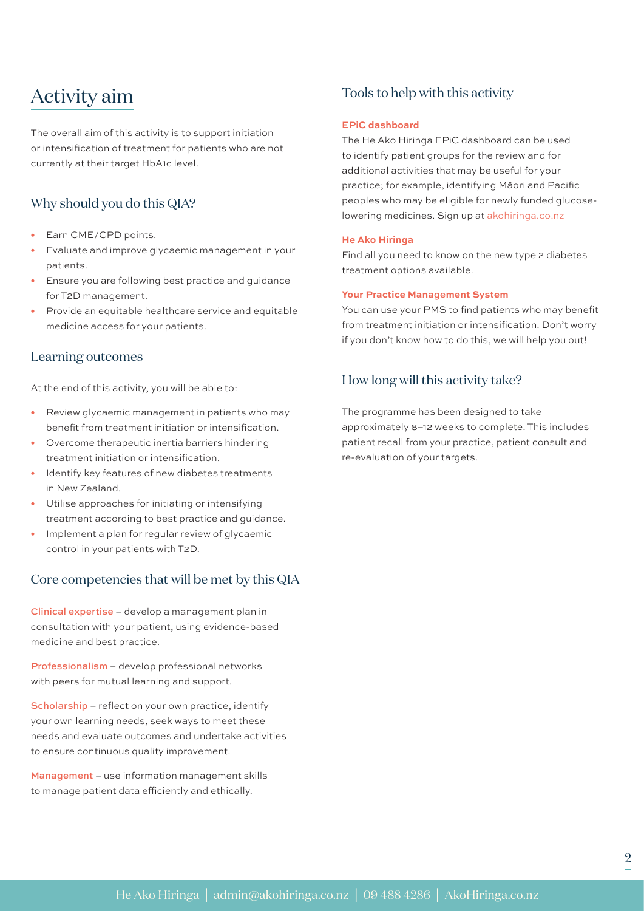# Activity aim

The overall aim of this activity is to support initiation or intensification of treatment for patients who are not currently at their target HbA1c level.

## Why should you do this QIA?

- Earn CME/CPD points.
- Evaluate and improve glycaemic management in your patients.
- Ensure you are following best practice and guidance for T2D management.
- Provide an equitable healthcare service and equitable medicine access for your patients.

## Learning outcomes

At the end of this activity, you will be able to:

- Review glycaemic management in patients who may benefit from treatment initiation or intensification.
- Overcome therapeutic inertia barriers hindering treatment initiation or intensification.
- Identify key features of new diabetes treatments in New Zealand.
- Utilise approaches for initiating or intensifying treatment according to best practice and guidance.
- Implement a plan for regular review of glycaemic control in your patients with T2D.

## Core competencies that will be met by this QIA

**Clinical expertise** – develop a management plan in consultation with your patient, using evidence-based medicine and best practice.

**Professionalism** – develop professional networks with peers for mutual learning and support.

**Scholarship** – reflect on your own practice, identify your own learning needs, seek ways to meet these needs and evaluate outcomes and undertake activities to ensure continuous quality improvement.

**Management** – use information management skills to manage patient data efficiently and ethically.

## Tools to help with this activity

**EPiC dashboard**

The He Ako Hiringa EPiC dashboard can be used to identify patient groups for the review and for additional activities that may be useful for your practice; for example, identifying Māori and Pacific peoples who may be eligible for newly funded glucose-lowering medicines. Sign up at akohiringa.co.nz

**He Ako Hiringa**

Find all you need to know on the new type 2 diabetes treatment options available.

**Your Practice Management System**

You can use your PMS to find patients who may benefit from treatment initiation or intensification. Don't worry if you don't know how to do this, we will help you out!

## How long will this activity take?

The programme has been designed to take approximately 8–12 weeks to complete. This includes patient recall from your practice, patient consult and re-evaluation of your targets.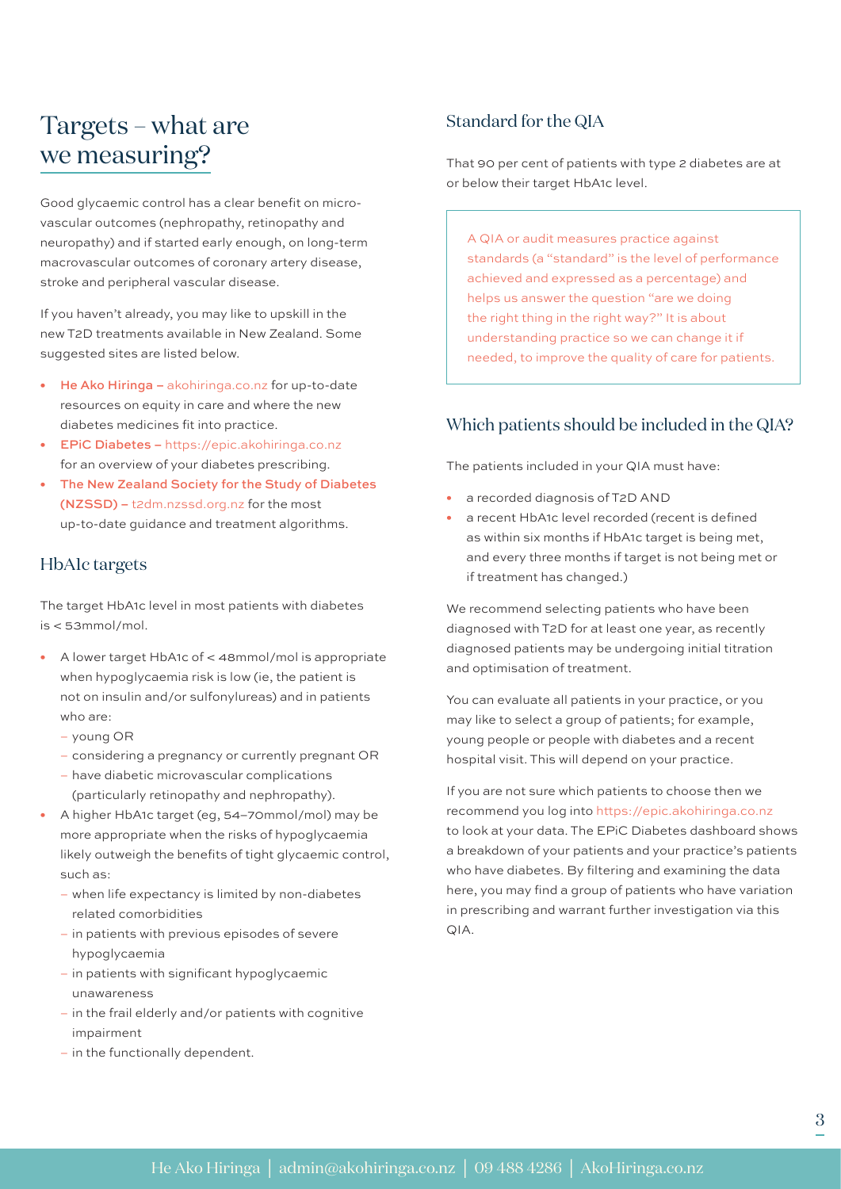# Targets – what are we measuring?

Good glycaemic control has a clear benefit on micro-vascular outcomes (nephropathy, retinopathy and neuropathy) and if started early enough, on long-term macrovascular outcomes of coronary artery disease, stroke and peripheral vascular disease.

If you haven't already, you may like to upskill in the new T2D treatments available in New Zealand. Some suggested sites are listed below.

- **He Ako Hiringa –** akohiringa.co.nz for up-to-date resources on equity in care and where the new diabetes medicines fit into practice.
- **EPiC Diabetes –** https://epic.akohiringa.co.nz for an overview of your diabetes prescribing.
- **The New Zealand Society for the Study of Diabetes (NZSSD) –** t2dm.nzssd.org.nz for the most up-to-date guidance and treatment algorithms.

## HbA1c targets

The target HbA1c level in most patients with diabetes is < 53mmol/mol.

- A lower target HbA1c of < 48mmol/mol is appropriate when hypoglycaemia risk is low (ie, the patient is not on insulin and/or sulfonylureas) and in patients who are:
  - young OR
  - considering a pregnancy or currently pregnant OR
  - have diabetic microvascular complications (particularly retinopathy and nephropathy).
- A higher HbA1c target (eg, 54–70mmol/mol) may be more appropriate when the risks of hypoglycaemia likely outweigh the benefits of tight glycaemic control, such as:
  - when life expectancy is limited by non-diabetes related comorbidities
  - in patients with previous episodes of severe hypoglycaemia
  - in patients with significant hypoglycaemic unawareness
  - in the frail elderly and/or patients with cognitive impairment
  - in the functionally dependent.

## Standard for the QIA

That 90 per cent of patients with type 2 diabetes are at or below their target HbA1c level.

> A QIA or audit measures practice against standards (a "standard" is the level of performance achieved and expressed as a percentage) and helps us answer the question "are we doing the right thing in the right way?" It is about understanding practice so we can change it if needed, to improve the quality of care for patients.

## Which patients should be included in the QIA?

The patients included in your QIA must have:

- a recorded diagnosis of T2D AND
- a recent HbA1c level recorded (recent is defined as within six months if HbA1c target is being met, and every three months if target is not being met or if treatment has changed.)

We recommend selecting patients who have been diagnosed with T2D for at least one year, as recently diagnosed patients may be undergoing initial titration and optimisation of treatment.

You can evaluate all patients in your practice, or you may like to select a group of patients; for example, young people or people with diabetes and a recent hospital visit. This will depend on your practice.

If you are not sure which patients to choose then we recommend you log into https://epic.akohiringa.co.nz to look at your data. The EPiC Diabetes dashboard shows a breakdown of your patients and your practice's patients who have diabetes. By filtering and examining the data here, you may find a group of patients who have variation in prescribing and warrant further investigation via this QIA.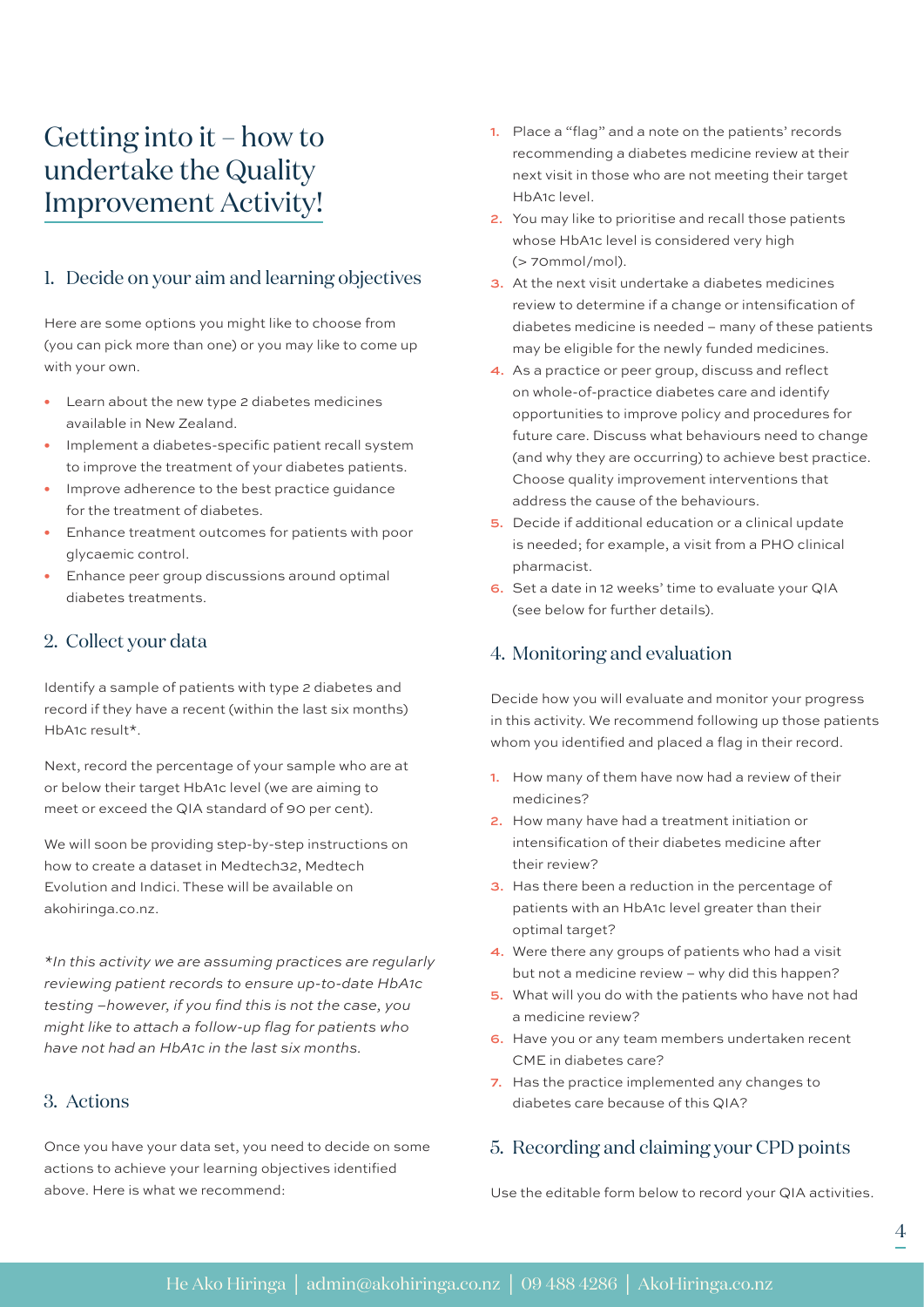# Getting into it – how to undertake the Quality Improvement Activity!

## 1. Decide on your aim and learning objectives

Here are some options you might like to choose from (you can pick more than one) or you may like to come up with your own.

- Learn about the new type 2 diabetes medicines available in New Zealand.
- Implement a diabetes-specific patient recall system to improve the treatment of your diabetes patients.
- Improve adherence to the best practice guidance for the treatment of diabetes.
- Enhance treatment outcomes for patients with poor glycaemic control.
- Enhance peer group discussions around optimal diabetes treatments.

## 2. Collect your data

Identify a sample of patients with type 2 diabetes and record if they have a recent (within the last six months) HbA1c result*.

Next, record the percentage of your sample who are at or below their target HbA1c level (we are aiming to meet or exceed the QIA standard of 90 per cent).

We will soon be providing step-by-step instructions on how to create a dataset in Medtech32, Medtech Evolution and Indici. These will be available on akohiringa.co.nz.

*\*In this activity we are assuming practices are regularly reviewing patient records to ensure up-to-date HbA1c testing –however, if you find this is not the case, you might like to attach a follow-up flag for patients who have not had an HbA1c in the last six months.*

## 3. Actions

Once you have your data set, you need to decide on some actions to achieve your learning objectives identified above. Here is what we recommend:

1. Place a "flag" and a note on the patients' records recommending a diabetes medicine review at their next visit in those who are not meeting their target HbA1c level.
2. You may like to prioritise and recall those patients whose HbA1c level is considered very high (> 70mmol/mol).
3. At the next visit undertake a diabetes medicines review to determine if a change or intensification of diabetes medicine is needed – many of these patients may be eligible for the newly funded medicines.
4. As a practice or peer group, discuss and reflect on whole-of-practice diabetes care and identify opportunities to improve policy and procedures for future care. Discuss what behaviours need to change (and why they are occurring) to achieve best practice. Choose quality improvement interventions that address the cause of the behaviours.
5. Decide if additional education or a clinical update is needed; for example, a visit from a PHO clinical pharmacist.
6. Set a date in 12 weeks' time to evaluate your QIA (see below for further details).

## 4. Monitoring and evaluation

Decide how you will evaluate and monitor your progress in this activity. We recommend following up those patients whom you identified and placed a flag in their record.

1. How many of them have now had a review of their medicines?
2. How many have had a treatment initiation or intensification of their diabetes medicine after their review?
3. Has there been a reduction in the percentage of patients with an HbA1c level greater than their optimal target?
4. Were there any groups of patients who had a visit but not a medicine review – why did this happen?
5. What will you do with the patients who have not had a medicine review?
6. Have you or any team members undertaken recent CME in diabetes care?
7. Has the practice implemented any changes to diabetes care because of this QIA?

## 5. Recording and claiming your CPD points

Use the editable form below to record your QIA activities.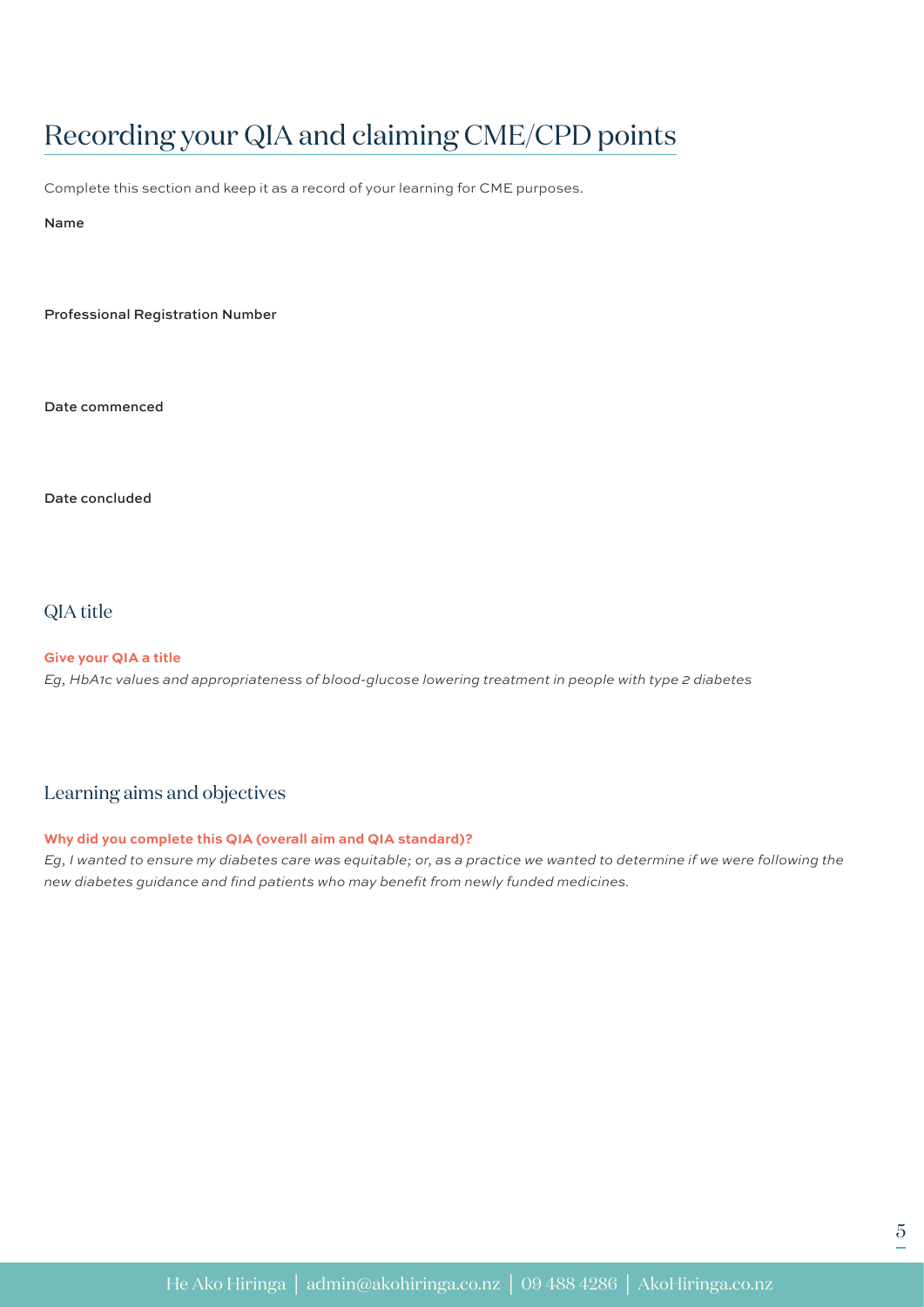# Recording your QIA and claiming CME/CPD points

Complete this section and keep it as a record of your learning for CME purposes.

**Name**

**Professional Registration Number**

**Date commenced**

**Date concluded**

## QIA title

**Give your QIA a title**

*Eg, HbA1c values and appropriateness of blood-glucose lowering treatment in people with type 2 diabetes*

## Learning aims and objectives

**Why did you complete this QIA (overall aim and QIA standard)?**

*Eg, I wanted to ensure my diabetes care was equitable; or, as a practice we wanted to determine if we were following the new diabetes guidance and find patients who may benefit from newly funded medicines.*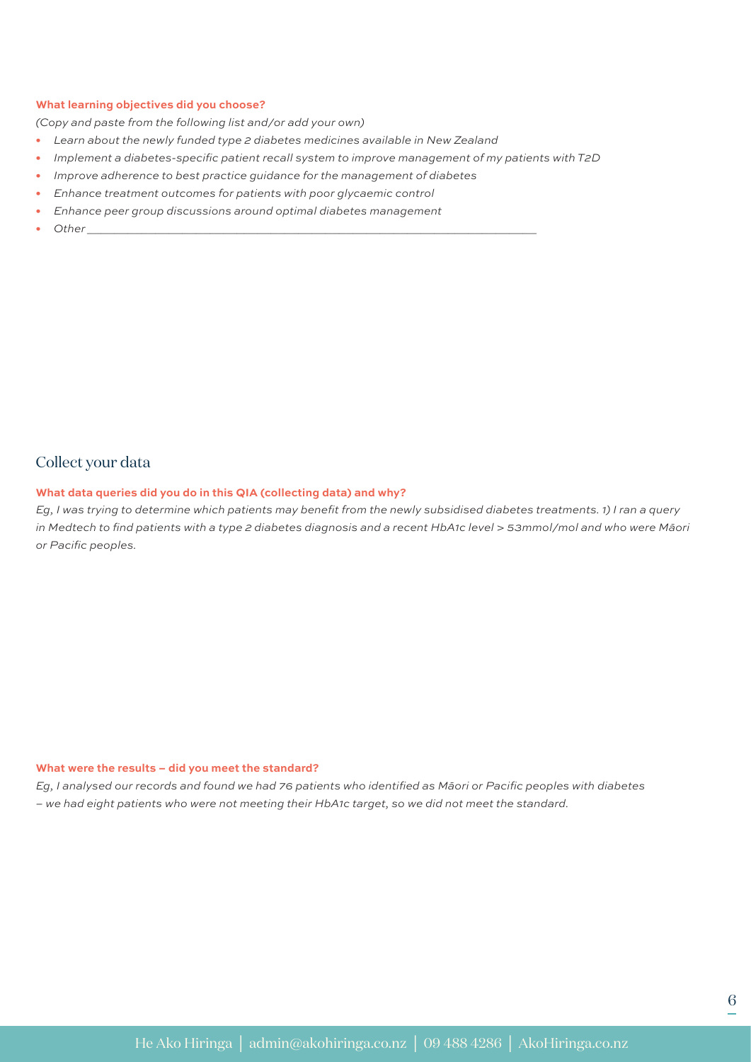**What learning objectives did you choose?**

*(Copy and paste from the following list and/or add your own)*

- *Learn about the newly funded type 2 diabetes medicines available in New Zealand*
- *Implement a diabetes-specific patient recall system to improve management of my patients with T2D*
- *Improve adherence to best practice guidance for the management of diabetes*
- *Enhance treatment outcomes for patients with poor glycaemic control*
- *Enhance peer group discussions around optimal diabetes management*
- *Other* ______________________________________________________________________

## Collect your data

**What data queries did you do in this QIA (collecting data) and why?**

*Eg, I was trying to determine which patients may benefit from the newly subsidised diabetes treatments. 1) I ran a query in Medtech to find patients with a type 2 diabetes diagnosis and a recent HbA1c level > 53mmol/mol and who were Māori or Pacific peoples.*

**What were the results – did you meet the standard?**

*Eg, I analysed our records and found we had 76 patients who identified as Māori or Pacific peoples with diabetes – we had eight patients who were not meeting their HbA1c target, so we did not meet the standard.*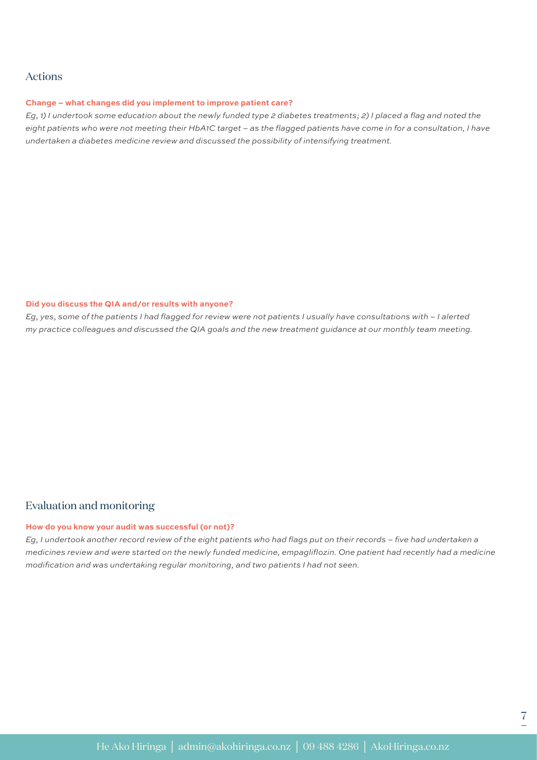## Actions

**Change – what changes did you implement to improve patient care?**

*Eg, 1) I undertook some education about the newly funded type 2 diabetes treatments; 2) I placed a flag and noted the eight patients who were not meeting their HbA1C target – as the flagged patients have come in for a consultation, I have undertaken a diabetes medicine review and discussed the possibility of intensifying treatment.*

**Did you discuss the QIA and/or results with anyone?**

*Eg, yes, some of the patients I had flagged for review were not patients I usually have consultations with – I alerted my practice colleagues and discussed the QIA goals and the new treatment guidance at our monthly team meeting.*

## Evaluation and monitoring

**How do you know your audit was successful (or not)?**

*Eg, I undertook another record review of the eight patients who had flags put on their records – five had undertaken a medicines review and were started on the newly funded medicine, empagliflozin. One patient had recently had a medicine modification and was undertaking regular monitoring, and two patients I had not seen.*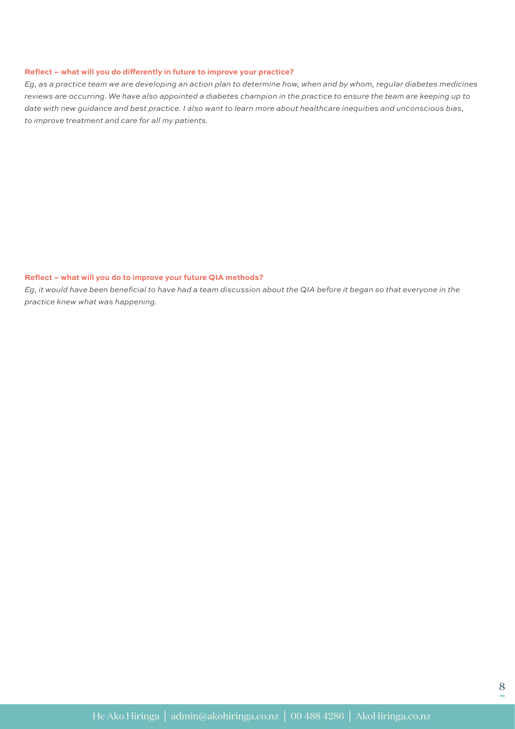**Reflect – what will you do differently in future to improve your practice?**

*Eg, as a practice team we are developing an action plan to determine how, when and by whom, regular diabetes medicines reviews are occurring. We have also appointed a diabetes champion in the practice to ensure the team are keeping up to date with new guidance and best practice. I also want to learn more about healthcare inequities and unconscious bias, to improve treatment and care for all my patients.*

**Reflect – what will you do to improve your future QIA methods?**

*Eg, it would have been beneficial to have had a team discussion about the QIA before it began so that everyone in the practice knew what was happening.*